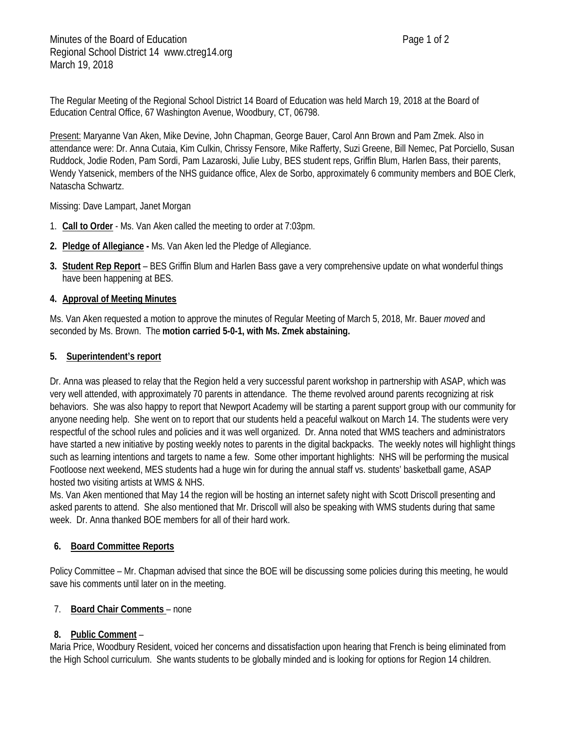Minutes of the Board of Education
Regional School District 14 www.ctreg14.org
March 19, 2018

The Regular Meeting of the Regional School District 14 Board of Education was held March 19, 2018 at the Board of Education Central Office, 67 Washington Avenue, Woodbury, CT, 06798.

Present: Maryanne Van Aken, Mike Devine, John Chapman, George Bauer, Carol Ann Brown and Pam Zmek. Also in attendance were: Dr. Anna Cutaia, Kim Culkin, Chrissy Fensore, Mike Rafferty, Suzi Greene, Bill Nemec, Pat Porciello, Susan Ruddock, Jodie Roden, Pam Sordi, Pam Lazaroski, Julie Luby, BES student reps, Griffin Blum, Harlen Bass, their parents, Wendy Yatsenick, members of the NHS guidance office, Alex de Sorbo, approximately 6 community members and BOE Clerk, Natascha Schwartz.

Missing: Dave Lampart, Janet Morgan

1. **Call to Order** - Ms. Van Aken called the meeting to order at 7:03pm.
2. **Pledge of Allegiance -** Ms. Van Aken led the Pledge of Allegiance.
3. **Student Rep Report** – BES Griffin Blum and Harlen Bass gave a very comprehensive update on what wonderful things have been happening at BES.
4. **Approval of Meeting Minutes**

Ms. Van Aken requested a motion to approve the minutes of Regular Meeting of March 5, 2018, Mr. Bauer *moved* and seconded by Ms. Brown. The **motion carried 5-0-1, with Ms. Zmek abstaining.**

5. **Superintendent's report**

Dr. Anna was pleased to relay that the Region held a very successful parent workshop in partnership with ASAP, which was very well attended, with approximately 70 parents in attendance. The theme revolved around parents recognizing at risk behaviors. She was also happy to report that Newport Academy will be starting a parent support group with our community for anyone needing help. She went on to report that our students held a peaceful walkout on March 14. The students were very respectful of the school rules and policies and it was well organized. Dr. Anna noted that WMS teachers and administrators have started a new initiative by posting weekly notes to parents in the digital backpacks. The weekly notes will highlight things such as learning intentions and targets to name a few. Some other important highlights: NHS will be performing the musical Footloose next weekend, MES students had a huge win for during the annual staff vs. students' basketball game, ASAP hosted two visiting artists at WMS & NHS.
Ms. Van Aken mentioned that May 14 the region will be hosting an internet safety night with Scott Driscoll presenting and asked parents to attend. She also mentioned that Mr. Driscoll will also be speaking with WMS students during that same week. Dr. Anna thanked BOE members for all of their hard work.

6. **Board Committee Reports**

Policy Committee – Mr. Chapman advised that since the BOE will be discussing some policies during this meeting, he would save his comments until later on in the meeting.

7. **Board Chair Comments** – none
8. **Public Comment** –

Maria Price, Woodbury Resident, voiced her concerns and dissatisfaction upon hearing that French is being eliminated from the High School curriculum. She wants students to be globally minded and is looking for options for Region 14 children.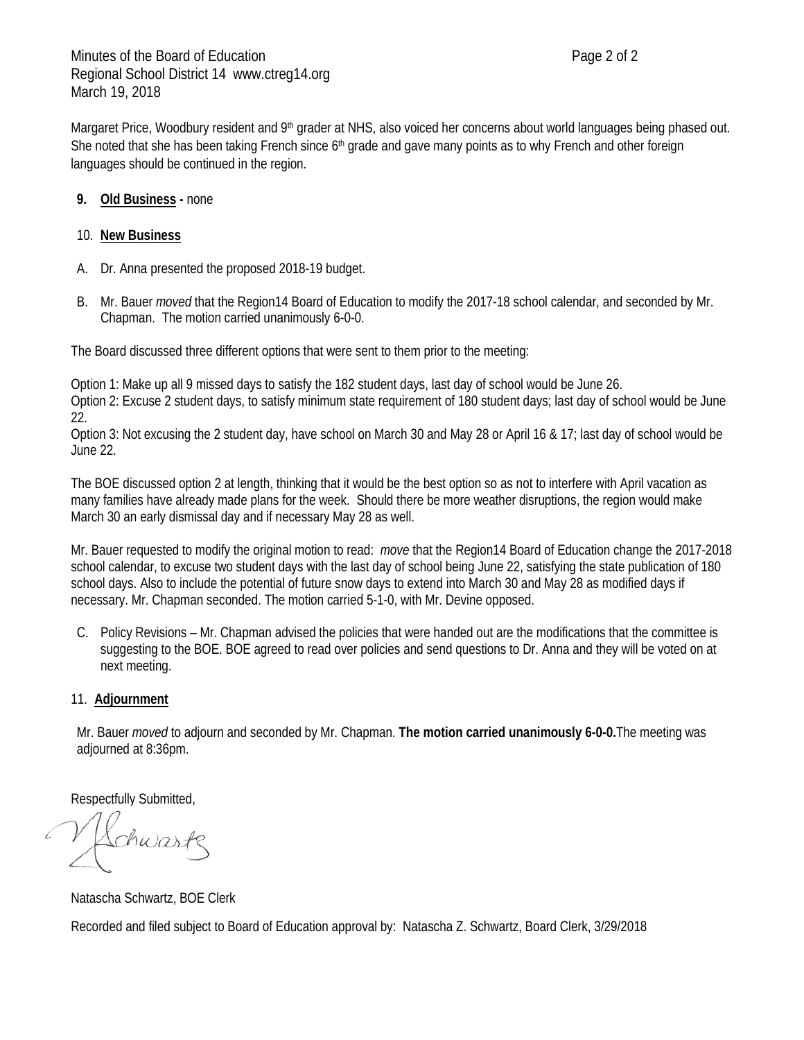Margaret Price, Woodbury resident and 9th grader at NHS, also voiced her concerns about world languages being phased out. She noted that she has been taking French since 6th grade and gave many points as to why French and other foreign languages should be continued in the region.

**9. Old Business -** none

10. **New Business**

A. Dr. Anna presented the proposed 2018-19 budget.

B. Mr. Bauer *moved* that the Region14 Board of Education to modify the 2017-18 school calendar, and seconded by Mr. Chapman. The motion carried unanimously 6-0-0.

The Board discussed three different options that were sent to them prior to the meeting:

Option 1: Make up all 9 missed days to satisfy the 182 student days, last day of school would be June 26.
Option 2: Excuse 2 student days, to satisfy minimum state requirement of 180 student days; last day of school would be June 22.
Option 3: Not excusing the 2 student day, have school on March 30 and May 28 or April 16 & 17; last day of school would be June 22.

The BOE discussed option 2 at length, thinking that it would be the best option so as not to interfere with April vacation as many families have already made plans for the week. Should there be more weather disruptions, the region would make March 30 an early dismissal day and if necessary May 28 as well.

Mr. Bauer requested to modify the original motion to read: *move* that the Region14 Board of Education change the 2017-2018 school calendar, to excuse two student days with the last day of school being June 22, satisfying the state publication of 180 school days. Also to include the potential of future snow days to extend into March 30 and May 28 as modified days if necessary. Mr. Chapman seconded. The motion carried 5-1-0, with Mr. Devine opposed.

C. Policy Revisions – Mr. Chapman advised the policies that were handed out are the modifications that the committee is suggesting to the BOE. BOE agreed to read over policies and send questions to Dr. Anna and they will be voted on at next meeting.

11. **Adjournment**

Mr. Bauer *moved* to adjourn and seconded by Mr. Chapman. **The motion carried unanimously 6-0-0.** The meeting was adjourned at 8:36pm.

Respectfully Submitted,

N Schwartz

Natascha Schwartz, BOE Clerk

Recorded and filed subject to Board of Education approval by: Natascha Z. Schwartz, Board Clerk, 3/29/2018